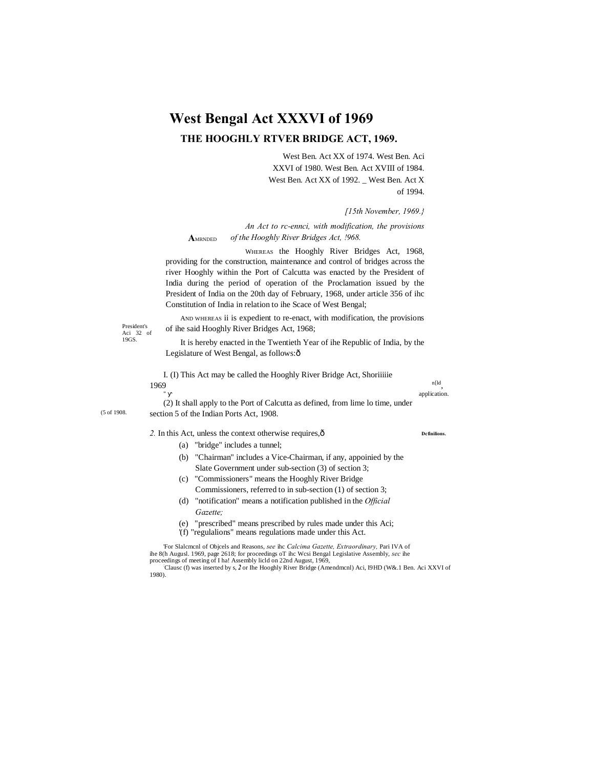# West Bengal Act XXXVI of 1969

## THE HOOGHLY RTVER BRIDGE ACT, 1969.

West Ben. Act XX of 1974. West Ben. Aci XXVI of 1980. West Ben. Act XVIII of 1984. West Ben. Act XX of 1992. _ West Ben. Act X of 1994.

*[15th November, 1969.}*

AMRNDED

*An Act to rc-ennci, with modification, the provisions of the Hooghly River Bridges Act, !968.*

WHEREAS the Hooghly River Bridges Act, 1968, providing for the construction, maintenance and control of bridges across the river Hooghly within the Port of Calcutta was enacted by the President of India during the period of operation of the Proclamation issued by the President of India on the 20th day of February, 1968, under article 356 of ihc Constitution of India in relation to ihe Scace of West Bengal;

President's Aci 32 of 19GS.

AND WHEREAS ii is expedient to re-enact, with modification, the provisions of ihe said Hooghly River Bridges Act, 1968;

It is hereby enacted in the Twentieth Year of ihe Republic of India, by the Legislature of West Bengal, as follows:ô

n[ld, application.

I. (I) This Act may be called the Hooghly River Bridge Act, Shoriiiiie 1969

(2) It shall apply to the Port of Calcutta as defined, from lime lo time, under section 5 of the Indian Ports Act, 1908.

(5 of 1908.

Dcfinilions.

*2.* In this Act, unless the context otherwise requires,ô

(a) "bridge" includes a tunnel;

(b) "Chairman" includes a Vice-Chairman, if any, appoinied by the Slate Government under sub-section (3) of section 3;

(c) "Commissioners" means the Hooghly River Bridge Commissioners, referred to in sub-section (1) of section 3;

(d) "notification" means a notification published in the *Official Gazette;*

(e) "prescribed" means prescribed by rules made under this Aci;

'(f) "regulalions" means regulations made under this Act.

'For Slalcmcnl of Objcels and Reasons, *see* ihc *Calcima Gazette, Extraordinary,* Pari IVA of ihe 8(h Augusl. 1969, page 2618; for proceedings oT ihc Wcsi Bengal Legislative Assembly, *sec* ihe proceedings of meeting of I ha! Assembly licld on 22nd August, 1969,

'Clausc (f) was inserted by s, *2* or Ihe Hooghly River Bridge (Amendmcnl) Aci, I9HD (W&.1 Ben. Aci XXVI of 1980).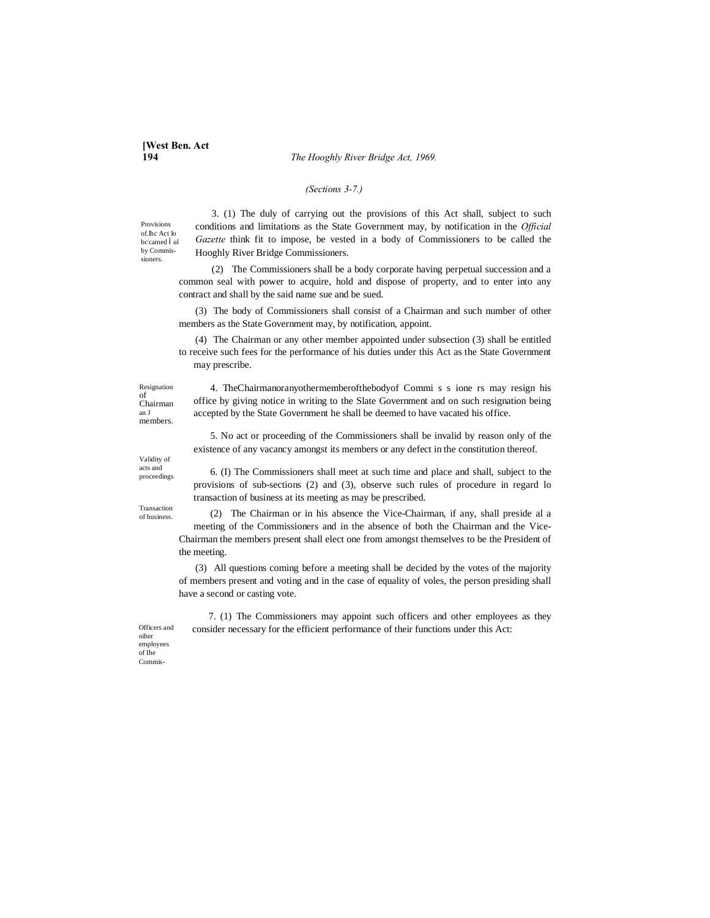*(Sections 3-7.)*

Provisions of the Act to be carried out by Commissioners.

3. (1) The duly of carrying out the provisions of this Act shall, subject to such conditions and limitations as the State Government may, by notification in the *Official Gazette* think fit to impose, be vested in a body of Commissioners to be called the Hooghly River Bridge Commissioners.

(2) The Commissioners shall be a body corporate having perpetual succession and a common seal with power to acquire, hold and dispose of property, and to enter into any contract and shall by the said name sue and be sued.

(3) The body of Commissioners shall consist of a Chairman and such number of other members as the State Government may, by notification, appoint.

(4) The Chairman or any other member appointed under subsection (3) shall be entitled to receive such fees for the performance of his duties under this Act as the State Government may prescribe.

Resignation of Chairman and members.

4. The Chairman or any other member of the body of Commissioners may resign his office by giving notice in writing to the Slate Government and on such resignation being accepted by the State Government he shall be deemed to have vacated his office.

Validity of acts and proceedings

5. No act or proceeding of the Commissioners shall be invalid by reason only of the existence of any vacancy amongst its members or any defect in the constitution thereof.

Transaction of business.

6. (I) The Commissioners shall meet at such time and place and shall, subject to the provisions of sub-sections (2) and (3), observe such rules of procedure in regard lo transaction of business at its meeting as may be prescribed.

(2) The Chairman or in his absence the Vice-Chairman, if any, shall preside al a meeting of the Commissioners and in the absence of both the Chairman and the Vice-Chairman the members present shall elect one from amongst themselves to be the President of the meeting.

(3) All questions coming before a meeting shall be decided by the votes of the majority of members present and voting and in the case of equality of voles, the person presiding shall have a second or casting vote.

Officers and oiher employees of Ihe Commis-

7. (1) The Commissioners may appoint such officers and other employees as they consider necessary for the efficient performance of their functions under this Act: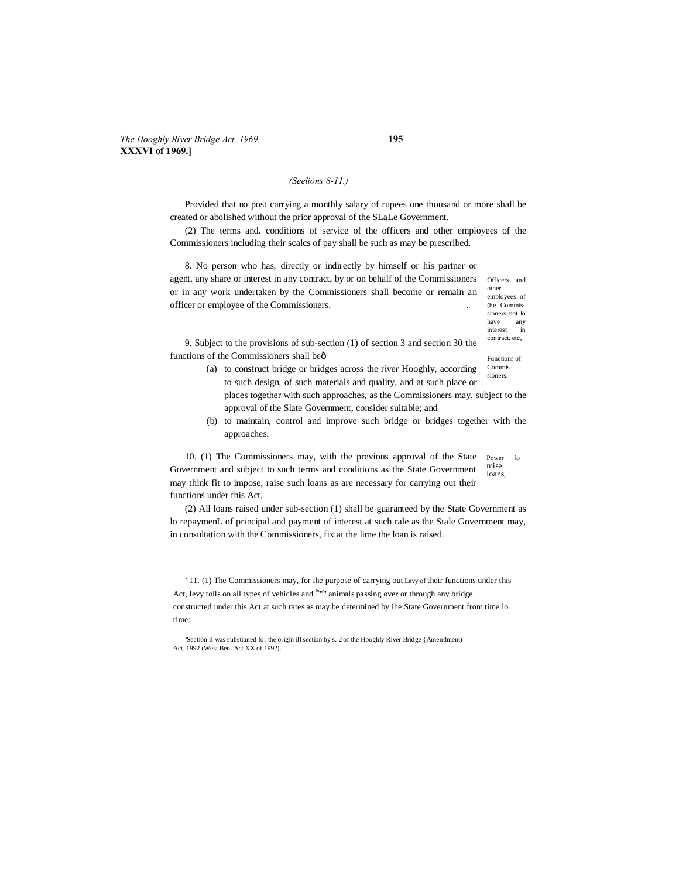*(Seelions 8-11.)*

Provided that no post carrying a monthly salary of rupees one thousand or more shall be created or abolished without the prior approval of the SLaLe Government.

(2) The terms and. conditions of service of the officers and other employees of the Commissioners including their scalcs of pay shall be such as may be prescribed.

Officers and other employees of (he Commissioners not lo have any interest in contract, etc,

8. No person who has, directly or indirectly by himself or his partner or agent, any share or interest in any contract, by or on behalf of the Commissioners or in any work undertaken by the Commissioners shall become or remain an officer or employee of the Commissioners.

Functions of Commissioners.

9. Subject to the provisions of sub-section (1) of section 3 and section 30 the functions of the Commissioners shall beô

(a) to construct bridge or bridges across the river Hooghly, according to such design, of such materials and quality, and at such place or places together with such approaches, as the Commissioners may, subject to the approval of the Slate Government, consider suitable; and

(b) to maintain, control and improve such bridge or bridges together with the approaches.

Power lo mise loans,

10. (1) The Commissioners may, with the previous approval of the State Government and subject to such terms and conditions as the State Government may think fit to impose, raise such loans as are necessary for carrying out their functions under this Act.

(2) All loans raised under sub-section (1) shall be guaranteed by the State Government as lo repaymenL of principal and payment of interest at such rale as the Stale Government may, in consultation with the Commissioners, fix at the lime the loan is raised.

Levy of

"11. (1) The Commissioners may, for ihe purpose of carrying out their functions under this Act, levy tolls on all types of vehicles and animals passing over or through any bridge constructed under this Act at such rates as may be determined by ihe State Government from time lo time:

'Section II was substituted for the origin ill section by s. 2 of the Hooghly River Bridge {Amendment) Act, 1992 (West Ben. Act XX of 1992).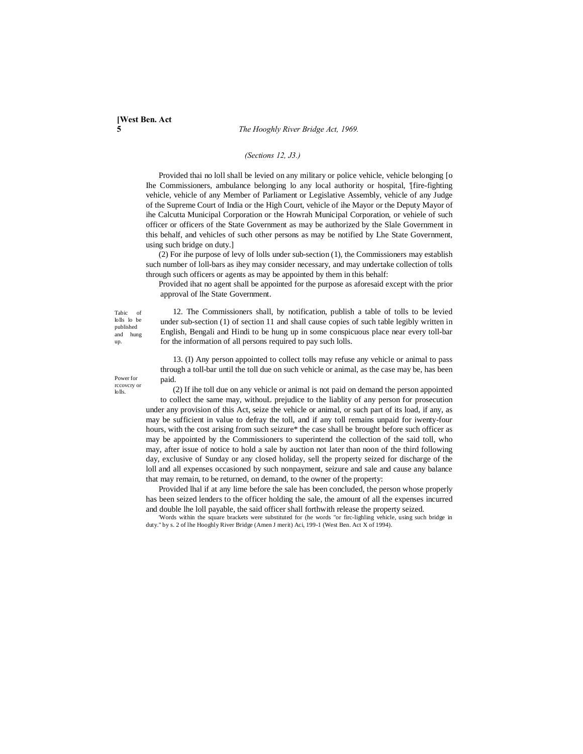*(Sections 12, J3.)*

Provided thai no loll shall be levied on any military or police vehicle, vehicle belonging [o Ihe Commissioners, ambulance belonging lo any local authority or hospital, '[fire-fighting vehicle, vehicle of any Member of Parliament or Legislative Assembly, vehicle of any Judge of the Supreme Court of India or the High Court, vehicle of ihe Mayor or the Deputy Mayor of ihe Calcutta Municipal Corporation or the Howrah Municipal Corporation, or vehiele of such officer or officers of the State Government as may be authorized by the Slale Government in this behalf, and vehicles of such other persons as may be notified by Lhe State Government, using such bridge on duty.]

(2) For ihe purpose of levy of lolls under sub-section (1), the Commissioners may establish such number of loll-bars as ihey may consider necessary, and may undertake collection of tolls through such officers or agents as may be appointed by them in this behalf:

Provided ihat no agent shall be appointed for the purpose as aforesaid except with the prior approval of lhe State Government.

Tabic of lolls lo be published and hung up.

12. The Commissioners shall, by notification, publish a table of tolls to be levied under sub-section (1) of section 11 and shall cause copies of such table legibly written in English, Bengali and Hindi to be hung up in some conspicuous place near every toll-bar for the information of all persons required to pay such lolls.

Power for rccovcry or lolls.

13. (I) Any person appointed to collect tolls may refuse any vehicle or animal to pass through a toll-bar until the toll due on such vehicle or animal, as the case may be, has been paid.

(2) If ihe toll due on any vehicle or animal is not paid on demand the person appointed to collect the same may, withouL prejudice to the liablity of any person for prosecution under any provision of this Act, seize the vehicle or animal, or such part of its load, if any, as may be sufficient in value to defray the toll, and if any toll remains unpaid for iwenty-four hours, with the cost arising from such seizure* the case shall be brought before such officer as may be appointed by the Commissioners to superintend the collection of the said toll, who may, after issue of notice to hold a sale by auction not later than noon of the third following day, exclusive of Sunday or any closed holiday, sell the property seized for discharge of the loll and all expenses occasioned by such nonpayment, seizure and sale and cause any balance that may remain, to be returned, on demand, to the owner of the property:

Provided lhal if at any lime before the sale has been concluded, the person whose properly has been seized lenders to the officer holding the sale, the amount of all the expenses incurred and double lhe loll payable, the said officer shall forthwith release the property seized.

'Words within the square brackets were substituted for (he words "or firc-lighling vehicle, using such bridge in duty." by s. 2 of lhe Hooghly River Bridge (Amen J merit) Aci, 199-1 (West Ben. Act X of 1994).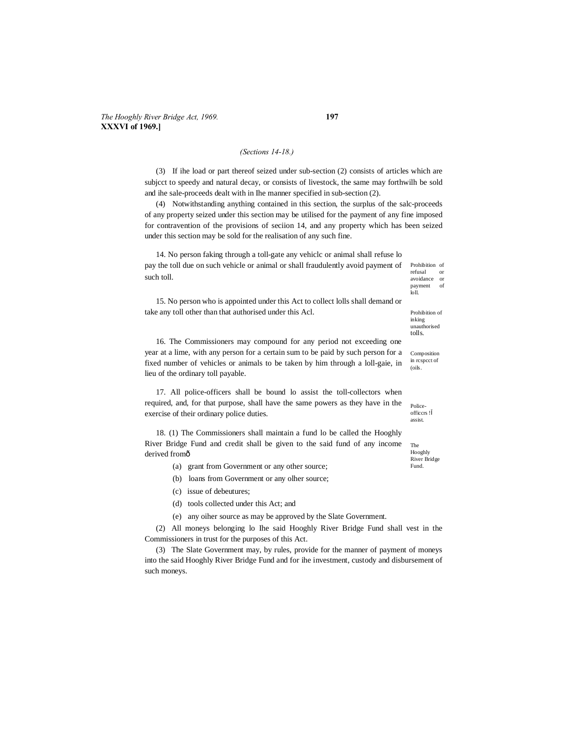*(Sections 14-18.)*

(3) If ihe load or part thereof seized under sub-section (2) consists of articles which are subjcct to speedy and natural decay, or consists of livestock, the same may forthwilh be sold and ihe sale-proceeds dealt with in Ihe manner specified in sub-section (2).

(4) Notwithstanding anything contained in this section, the surplus of the salc-proceeds of any property seized under this section may be utilised for the payment of any fine imposed for contravention of the provisions of seciion 14, and any property which has been seized under this section may be sold for the realisation of any such fine.

Prohibition of refusal or avoidance or payment of loll.

14. No person faking through a toll-gate any vehiclc or animal shall refuse lo pay the toll due on such vehicle or animal or shall fraudulently avoid payment of such toll.

Prohibition of inking unauthorised tolls.

15. No person who is appointed under this Act to collect lolls shall demand or take any toll other than that authorised under this Acl.

Composition in rcspcct of (oils.

16. The Commissioners may compound for any period not exceeding one year at a lime, with any person for a certain sum to be paid by such person for a fixed number of vehicles or animals to be taken by him through a loll-gaie, in lieu of the ordinary toll payable.

Police-officcrs !Î assist.

17. All police-officers shall be bound lo assist the toll-collectors when required, and, for that purpose, shall have the same powers as they have in the exercise of their ordinary police duties.

The Hooghly River Bridge Fund.

18. (1) The Commissioners shall maintain a fund lo be called the Hooghly River Bridge Fund and credit shall be given to the said fund of any income derived fromô

(a) grant from Government or any other source;

(b) loans from Government or any olher source;

(c) issue of debeutures;

(d) tools collected under this Act; and

(e) any oiher source as may be approved by the Slate Government.

(2) All moneys belonging lo Ihe said Hooghly River Bridge Fund shall vest in the Commissioners in trust for the purposes of this Act.

(3) The Slate Government may, by rules, provide for the manner of payment of moneys into the said Hooghly River Bridge Fund and for ihe investment, custody and disbursement of such moneys.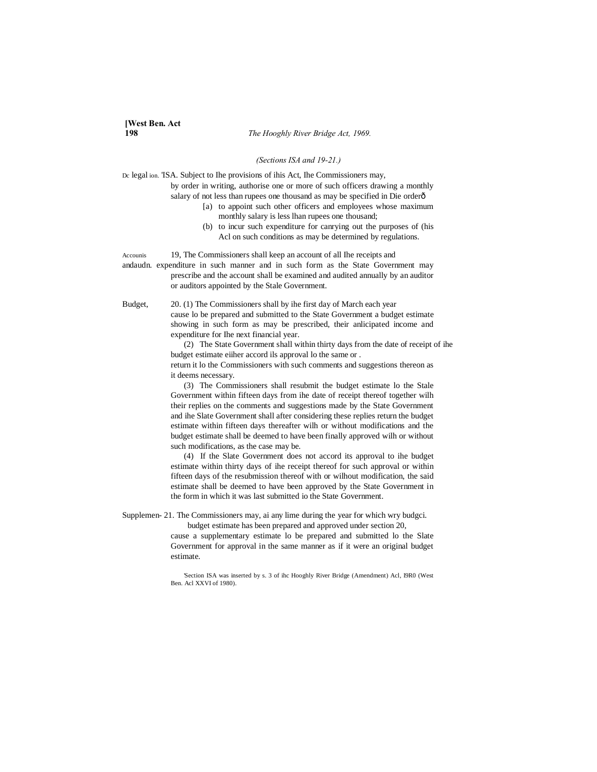*(Sections ISA and 19-21.)*

Dc legal ion. 'ISA. Subject to Ihe provisions of ihis Act, Ihe Commissioners may, by order in writing, authorise one or more of such officers drawing a monthly salary of not less than rupees one thousand as may be specified in Die orderð

[a) to appoint such other officers and employees whose maximum monthly salary is less lhan rupees one thousand;

(b) to incur such expenditure for canrying out the purposes of (his Acl on such conditions as may be determined by regulations.

Accounis andaudn. 19, The Commissioners shall keep an account of all Ihe receipts and expenditure in such manner and in such form as the State Government may prescribe and the account shall be examined and audited annually by an auditor or auditors appointed by the Stale Government.

Budget, 20. (1) The Commissioners shall by ihe first day of March each year cause lo be prepared and submitted to the State Government a budget estimate showing in such form as may be prescribed, their anlicipated income and expenditure for Ihe next financial year.

(2) The State Government shall within thirty days from the date of receipt of ihe budget estimate eiiher accord ils approval lo the same or . return it lo the Commissioners with such comments and suggestions thereon as it deems necessary.

(3) The Commissioners shall resubmit the budget estimate lo the Stale Government within fifteen days from ihe date of receipt thereof together wilh their replies on the comments and suggestions made by the State Government and ihe Slate Government shall after considering these replies return the budget estimate within fifteen days thereafter wilh or without modifications and the budget estimate shall be deemed to have been finally approved wilh or without such modifications, as the case may be.

(4) If the Slate Government does not accord its approval to ihe budget estimate within thirty days of ihe receipt thereof for such approval or within fifteen days of the resubmission thereof with or wilhout modification, the said estimate shall be deemed to have been approved by the State Government in the form in which it was last submitted io the State Government.

Supplemen- wry budgci. 21. The Commissioners may, ai any lime during the year for which budget estimate has been prepared and approved under section 20, cause a supplementary estimate lo be prepared and submitted lo the Slate Government for approval in the same manner as if it were an original budget estimate.

'Section ISA was inserted by s. 3 of ihc Hooghly River Bridge (Amendment) Acl, I9R0 (West Ben. Acl XXVI of 1980).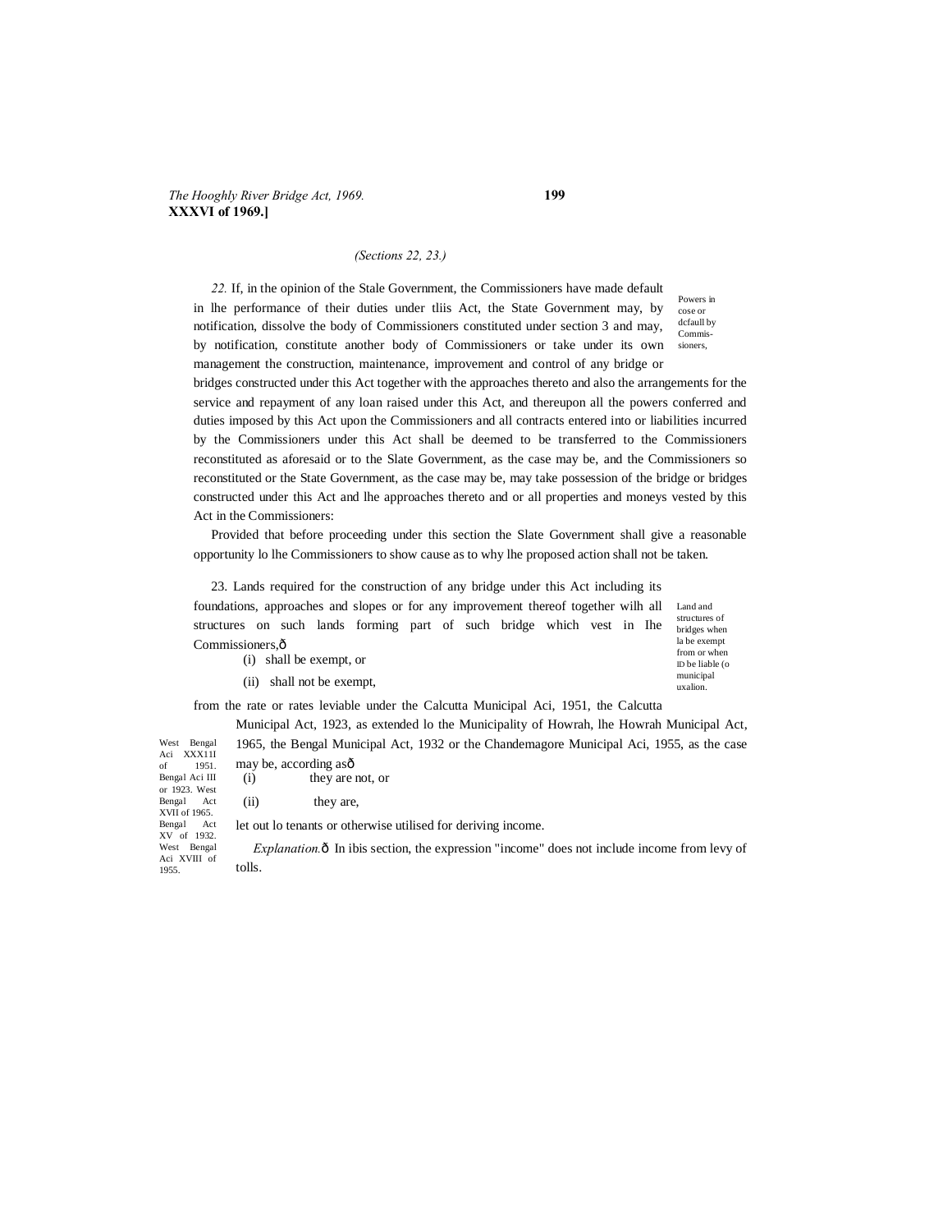(Sections 22, 23.)

*22.* If, in the opinion of the Stale Government, the Commissioners have made default in lhe performance of their duties under tliis Act, the State Government may, by notification, dissolve the body of Commissioners constituted under section 3 and may, by notification, constitute another body of Commissioners or take under its own management the construction, maintenance, improvement and control of any bridge or bridges constructed under this Act together with the approaches thereto and also the arrangements for the service and repayment of any loan raised under this Act, and thereupon all the powers conferred and duties imposed by this Act upon the Commissioners and all contracts entered into or liabilities incurred by the Commissioners under this Act shall be deemed to be transferred to the Commissioners reconstituted as aforesaid or to the Slate Government, as the case may be, and the Commissioners so reconstituted or the State Government, as the case may be, may take possession of the bridge or bridges constructed under this Act and lhe approaches thereto and or all properties and moneys vested by this Act in the Commissioners:

Powers in cose or dcfaull by Commissioners,

Provided that before proceeding under this section the Slate Government shall give a reasonable opportunity lo lhe Commissioners to show cause as to why lhe proposed action shall not be taken.

23. Lands required for the construction of any bridge under this Act including its foundations, approaches and slopes or for any improvement thereof together wilh all structures on such lands forming part of such bridge which vest in Ihe Commissioners,—

Land and structures of bridges when la be exempt from or when lD be liable (o municipal uxalion.

(i) shall be exempt, or

(ii) shall not be exempt,

from the rate or rates leviable under the Calcutta Municipal Aci, 1951, the Calcutta Municipal Act, 1923, as extended lo the Municipality of Howrah, lhe Howrah Municipal Act, 1965, the Bengal Municipal Act, 1932 or the Chandemagore Municipal Aci, 1955, as the case may be, according as—

West Bengal Aci XXX11I of 1951. Bengal Aci III or 1923. West Bengal Act XVII of 1965. Bengal Act XV of 1932. West Bengal Aci XVIII of 1955.

(i) they are not, or

(ii) they are,

let out lo tenants or otherwise utilised for deriving income.

*Explanation.*— In ibis section, the expression "income" does not include income from levy of tolls.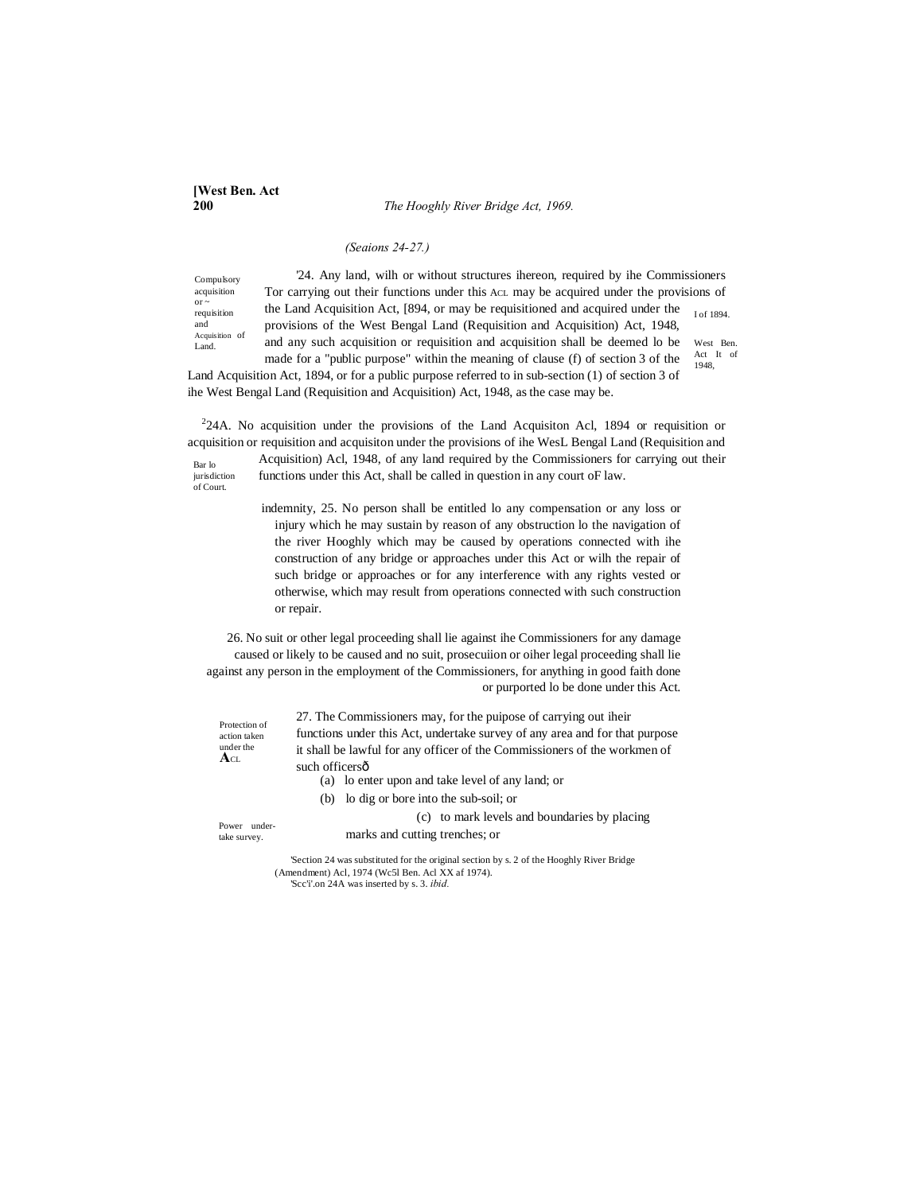*(Seaions 24-27.)*

Compulsory acquisition or ~ requisition and Acquisition of Land.

'24. Any land, wilh or without structures ihereon, required by ihe Commissioners Tor carrying out their functions under this Acl may be acquired under the provisions of the Land Acquisition Act, [894, or may be requisitioned and acquired under the provisions of the West Bengal Land (Requisition and Acquisition) Act, 1948, and any such acquisition or requisition and acquisition shall be deemed lo be made for a "public purpose" within the meaning of clause (f) of section 3 of the Land Acquisition Act, 1894, or for a public purpose referred to in sub-section (1) of section 3 of ihe West Bengal Land (Requisition and Acquisition) Act, 1948, as the case may be.

I of 1894.

West Ben. Act It of 1948,

Bar lo jurisdiction of Court.

[2]24A. No acquisition under the provisions of the Land Acquisiton Acl, 1894 or requisition or acquisition or requisition and acquisiton under the provisions of ihe WesL Bengal Land (Requisition and Acquisition) Acl, 1948, of any land required by the Commissioners for carrying out their functions under this Act, shall be called in question in any court oF law.

indemnity, 25. No person shall be entitled lo any compensation or any loss or injury which he may sustain by reason of any obstruction lo the navigation of the river Hooghly which may be caused by operations connected with ihe construction of any bridge or approaches under this Act or wilh the repair of such bridge or approaches or for any interference with any rights vested or otherwise, which may result from operations connected with such construction or repair.

26. No suit or other legal proceeding shall lie against ihe Commissioners for any damage caused or likely to be caused and no suit, prosecuiion or oiher legal proceeding shall lie against any person in the employment of the Commissioners, for anything in good faith done or purported lo be done under this Act.

Protection of action taken under the Acl

Power under-take survey.

27. The Commissioners may, for the puipose of carrying out iheir functions under this Act, undertake survey of any area and for that purpose it shall be lawful for any officer of the Commissioners of the workmen of such officersô

(a) lo enter upon and take level of any land; or

(b) lo dig or bore into the sub-soil; or

(c) to mark levels and boundaries by placing marks and cutting trenches; or

'Section 24 was substituted for the original section by s. 2 of the Hooghly River Bridge (Amendment) Acl, 1974 (Wc5l Ben. Acl XX af 1974).

'Scc'i'.on 24A was inserted by s. 3. *ibid.*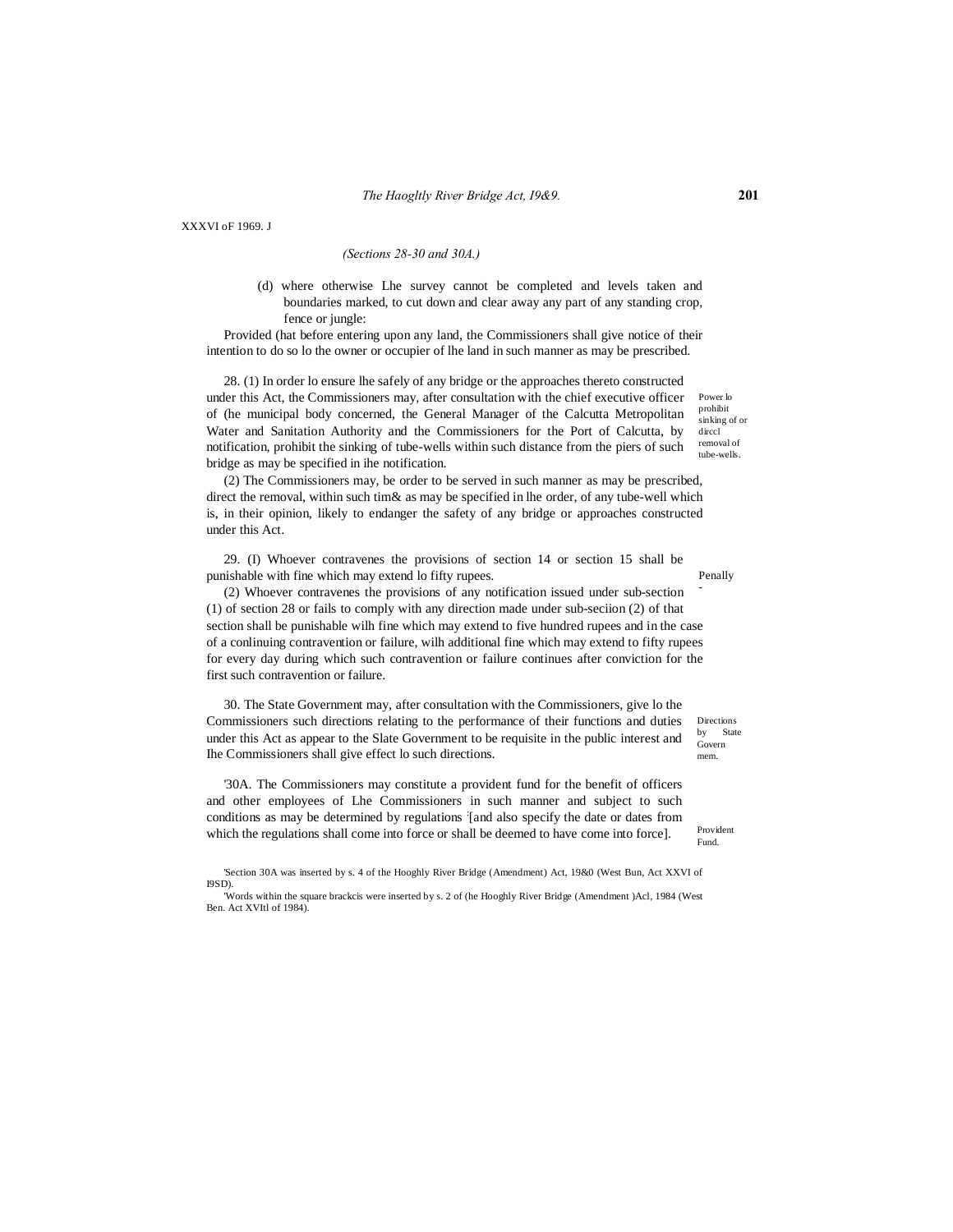XXXVI oF 1969. J

*(Sections 28-30 and 30A.)*

(d) where otherwise Lhe survey cannot be completed and levels taken and boundaries marked, to cut down and clear away any part of any standing crop, fence or jungle:

Provided (hat before entering upon any land, the Commissioners shall give notice of their intention to do so lo the owner or occupier of lhe land in such manner as may be prescribed.

Power lo prohibit sinking of or dirccl removal of tube-wells.

28. (1) In order lo ensure lhe safely of any bridge or the approaches thereto constructed under this Act, the Commissioners may, after consultation with the chief executive officer of (he municipal body concerned, the General Manager of the Calcutta Metropolitan Water and Sanitation Authority and the Commissioners for the Port of Calcutta, by notification, prohibit the sinking of tube-wells within such distance from the piers of such bridge as may be specified in ihe notification.

(2) The Commissioners may, be order to be served in such manner as may be prescribed, direct the removal, within such tim& as may be specified in lhe order, of any tube-well which is, in their opinion, likely to endanger the safety of any bridge or approaches constructed under this Act.

Penally.

29. (I) Whoever contravenes the provisions of section 14 or section 15 shall be punishable with fine which may extend lo fifty rupees.

(2) Whoever contravenes the provisions of any notification issued under sub-section (1) of section 28 or fails to comply with any direction made under sub-seciion (2) of that section shall be punishable wilh fine which may extend to five hundred rupees and in the case of a conlinuing contravention or failure, wilh additional fine which may extend to fifty rupees for every day during which such contravention or failure continues after conviction for the first such contravention or failure.

Directions by State Governmem.

30. The State Government may, after consultation with the Commissioners, give lo the Commissioners such directions relating to the performance of their functions and duties under this Act as appear to the Slate Government to be requisite in the public interest and Ihe Commissioners shall give effect lo such directions.

Provident Fund.

'30A. The Commissioners may constitute a provident fund for the benefit of officers and other employees of Lhe Commissioners in such manner and subject to such conditions as may be determined by regulations '[and also specify the date or dates from which the regulations shall come into force or shall be deemed to have come into force].

'Section 30A was inserted by s. 4 of the Hooghly River Bridge (Amendment) Act, 19&0 (West Bun, Act XXVI of I9SD).

'Words within the square brackcis were inserted by s. 2 of (he Hooghly River Bridge (Amendment )Acl, 1984 (West Ben. Act XVItl of 1984).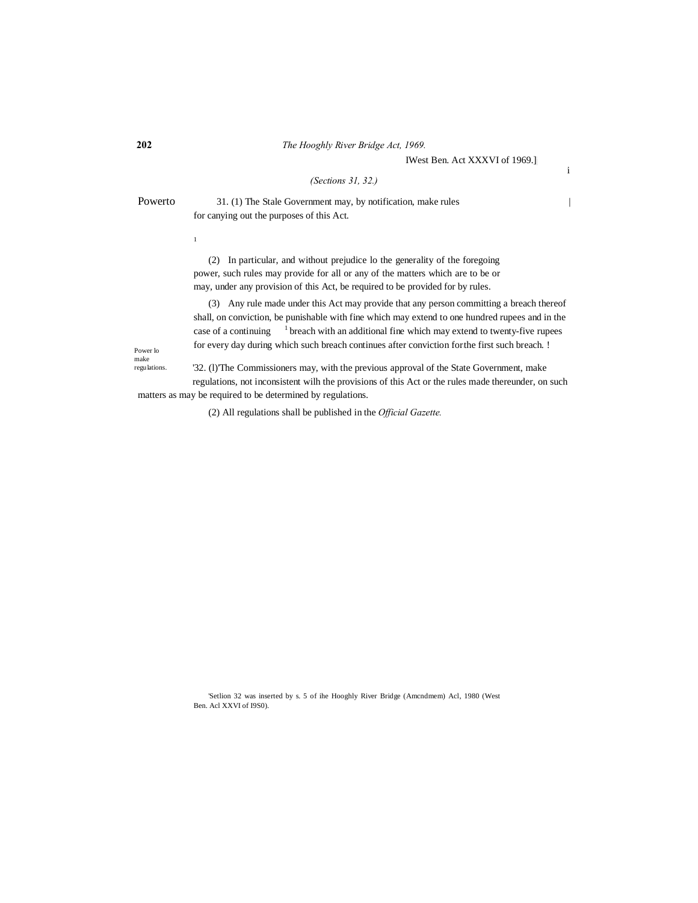IWest Ben. Act XXXVI of 1969.]

*(Sections 31, 32.)*

Powerto

31. (1) The Stale Government may, by notification, make rules for canying out the purposes of this Act.

(2) In particular, and without prejudice lo the generality of the foregoing power, such rules may provide for all or any of the matters which are to be or may, under any provision of this Act, be required to be provided for by rules.

(3) Any rule made under this Act may provide that any person committing a breach thereof shall, on conviction, be punishable with fine which may extend to one hundred rupees and in the case of a continuing breach with an additional fine which may extend to twenty-five rupees for every day during which such breach continues after conviction forthe first such breach.

Power lo make regulations.

[1]32. (l)The Commissioners may, with the previous approval of the State Government, make regulations, not inconsistent wilh the provisions of this Act or the rules made thereunder, on such matters as may be required to be determined by regulations.

(2) All regulations shall be published in the *Official Gazette.*

[1]Setlion 32 was inserted by s. 5 of ihe Hooghly River Bridge (Amcndmem) Acl, 1980 (West Ben. Acl XXVI of I9S0).